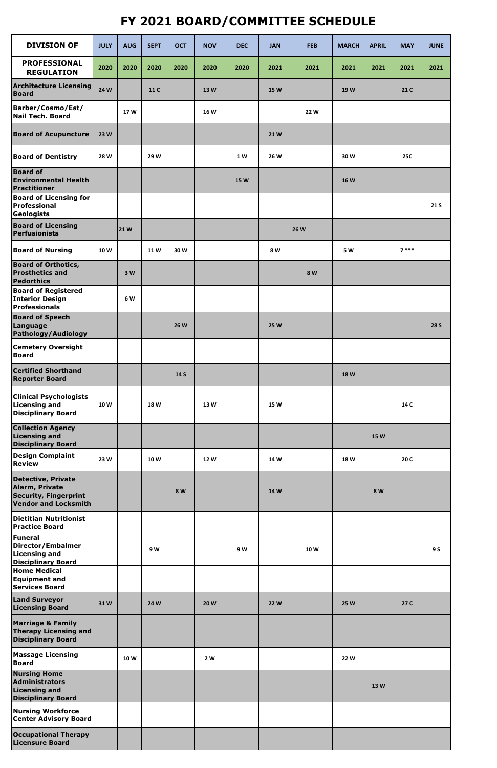# FY 2021 BOARD/COMMITTEE SCHEDULE

| DIVISION OF | JULY | AUG | SEPT | OCT | NOV | DEC | JAN | FEB | MARCH | APRIL | MAY | JUNE |
|---|---|---|---|---|---|---|---|---|---|---|---|---|
| **PROFESSIONAL REGULATION** | 2020 | 2020 | 2020 | 2020 | 2020 | 2020 | 2021 | 2021 | 2021 | 2021 | 2021 | 2021 |
| **Architecture Licensing Board** | 24 W | | 11 C | | 13 W | | 15 W | | 19 W | | 21 C | |
| **Barber/Cosmo/Est/ Nail Tech. Board** | | 17 W | | | 16 W | | | 22 W | | | | |
| **Board of Acupuncture** | 23 W | | | | | | 21 W | | | | | |
| **Board of Dentistry** | 28 W | | 29 W | | | 1 W | 26 W | | 30 W | | 25C | |
| **Board of Environmental Health Practitioner** | | | | | | 15 W | | | 16 W | | | |
| **Board of Licensing for Professional Geologists** | | | | | | | | | | | | 21 S |
| **Board of Licensing Perfusionists** | | 21 W | | | | | | 26 W | | | | |
| **Board of Nursing** | 10 W | | 11 W | 30 W | | | 8 W | | 5 W | | 7 *** | |
| **Board of Orthotics, Prosthetics and Pedorthics** | | 3 W | | | | | | 8 W | | | | |
| **Board of Registered Interior Design Professionals** | | 6 W | | | | | | | | | | |
| **Board of Speech Language Pathology/Audiology** | | | | 26 W | | | 25 W | | | | | 28 S |
| **Cemetery Oversight Board** | | | | | | | | | | | | |
| **Certified Shorthand Reporter Board** | | | | 14 S | | | | | 18 W | | | |
| **Clinical Psychologists Licensing and Disciplinary Board** | 10 W | | 18 W | | 13 W | | 15 W | | | | 14 C | |
| **Collection Agency Licensing and Disciplinary Board** | | | | | | | | | | 15 W | | |
| **Design Complaint Review** | 23 W | | 10 W | | 12 W | | 14 W | | 18 W | | 20 C | |
| **Detective, Private Alarm, Private Security, Fingerprint Vendor and Locksmith** | | | | 8 W | | | 14 W | | | 8 W | | |
| **Dietitian Nutritionist Practice Board** | | | | | | | | | | | | |
| **Funeral Director/Embalmer Licensing and Disciplinary Board** | | | 9 W | | | 9 W | | 10 W | | | | 9 S |
| **Home Medical Equipment and Services Board** | | | | | | | | | | | | |
| **Land Surveyor Licensing Board** | 31 W | | 24 W | | 20 W | | 22 W | | 25 W | | 27 C | |
| **Marriage & Family Therapy Licensing and Disciplinary Board** | | | | | | | | | | | | |
| **Massage Licensing Board** | | 10 W | | | 2 W | | | | 22 W | | | |
| **Nursing Home Administrators Licensing and Disciplinary Board** | | | | | | | | | | 13 W | | |
| **Nursing Workforce Center Advisory Board** | | | | | | | | | | | | |
| **Occupational Therapy Licensure Board** | | | | | | | | | | | | |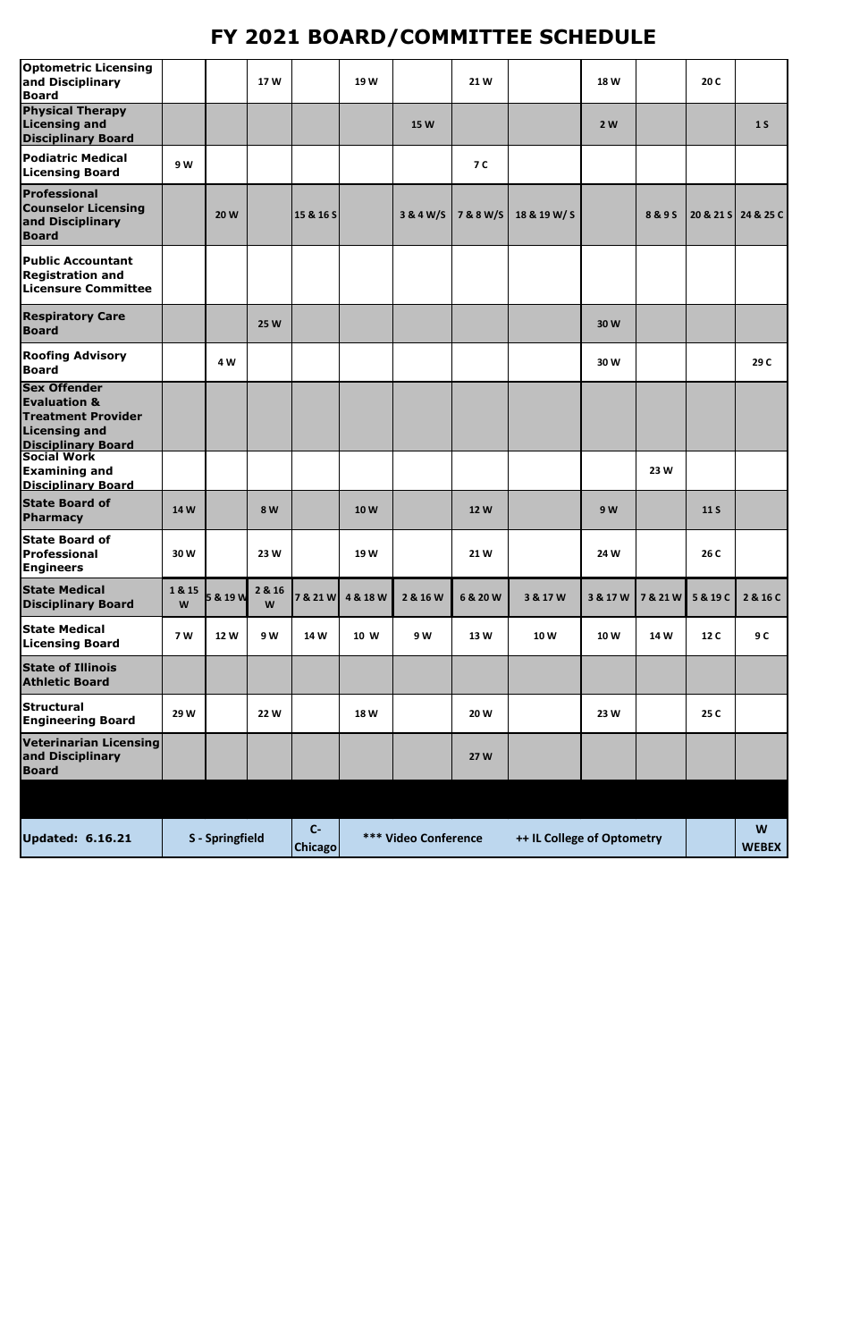# FY 2021 BOARD/COMMITTEE SCHEDULE

| | | | | | | | | | | | | |
|---|---|---|---|---|---|---|---|---|---|---|---|---|
| **Optometric Licensing and Disciplinary Board** | | | 17 W | | 19 W | | 21 W | | 18 W | | 20 C | |
| **Physical Therapy Licensing and Disciplinary Board** | | | | | | 15 W | | | 2 W | | | 1 S |
| **Podiatric Medical Licensing Board** | 9 W | | | | | | 7 C | | | | | |
| **Professional Counselor Licensing and Disciplinary Board** | | 20 W | | 15 & 16 S | | 3 & 4 W/S | 7 & 8 W/S | 18 & 19 W/ S | | 8 & 9 S | 20 & 21 S | 24 & 25 C |
| **Public Accountant Registration and Licensure Committee** | | | | | | | | | | | | |
| **Respiratory Care Board** | | | 25 W | | | | | | 30 W | | | |
| **Roofing Advisory Board** | | 4 W | | | | | | | 30 W | | | 29 C |
| **Sex Offender Evaluation & Treatment Provider Licensing and Disciplinary Board** | | | | | | | | | | | | |
| **Social Work Examining and Disciplinary Board** | | | | | | | | | | 23 W | | |
| **State Board of Pharmacy** | 14 W | | 8 W | | 10 W | | 12 W | | 9 W | | 11 S | |
| **State Board of Professional Engineers** | 30 W | | 23 W | | 19 W | | 21 W | | 24 W | | 26 C | |
| **State Medical Disciplinary Board** | 1 & 15 W | 5 & 19 W | 2 & 16 W | 7 & 21 W | 4 & 18 W | 2 & 16 W | 6 & 20 W | 3 & 17 W | 3 & 17 W | 7 & 21 W | 5 & 19 C | 2 & 16 C |
| **State Medical Licensing Board** | 7 W | 12 W | 9 W | 14 W | 10 W | 9 W | 13 W | 10 W | 10 W | 14 W | 12 C | 9 C |
| **State of Illinois Athletic Board** | | | | | | | | | | | | |
| **Structural Engineering Board** | 29 W | | 22 W | | 18 W | | 20 W | | 23 W | | 25 C | |
| **Veterinarian Licensing and Disciplinary Board** | | | | | | | 27 W | | | | | |
| | | | | | | | | | | | | |
| **Updated: 6.16.21** | S - Springfield | | | C- Chicago | *** Video Conference | | | ++ IL College of Optometry | | | | W WEBEX |